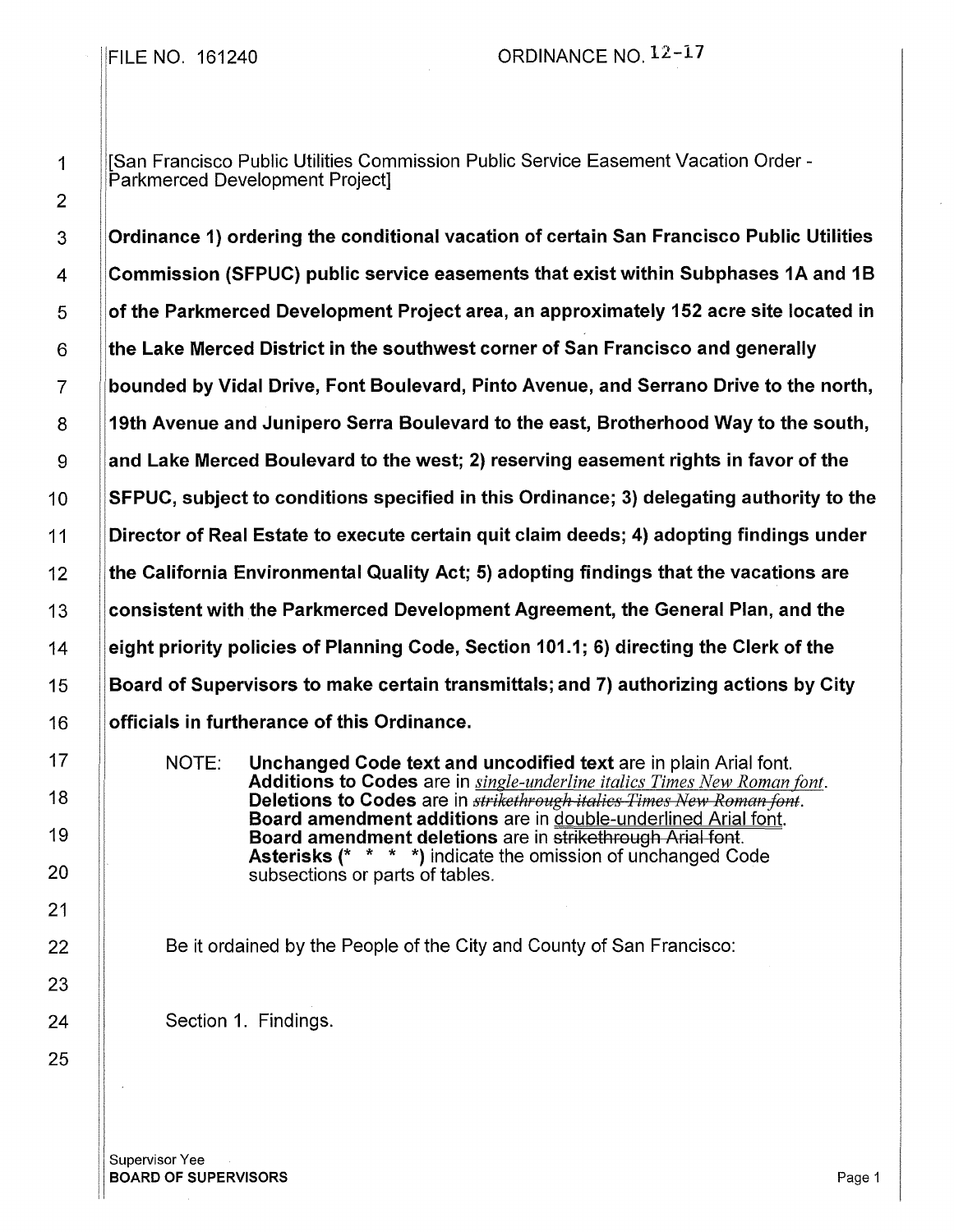FILE NO. 161240 ORDINANCE NO. 12-17

[San Francisco Public Utilities Commission Public Service Easement Vacation Order - Parkmerced Development Project]

**Ordinance 1) ordering the conditional vacation of certain San Francisco Public Utilities Commission (SFPUC) public service easements that exist within Subphases 1A and 1B of the Parkmerced Development Project area, an approximately 152 acre site located in the Lake Merced District in the southwest corner of San Francisco and generally bounded by Vidal Drive, Font Boulevard, Pinto Avenue, and Serrano Drive to the north, 19th Avenue and Junipero Serra Boulevard to the east, Brotherhood Way to the south, and Lake Merced Boulevard to the west; 2) reserving easement rights in favor of the SFPUC, subject to conditions specified in this Ordinance; 3) delegating authority to the Director of Real Estate to execute certain quit claim deeds; 4) adopting findings under the California Environmental Quality Act; 5) adopting findings that the vacations are consistent with the Parkmerced Development Agreement, the General Plan, and the eight priority policies of Planning Code, Section 101.1; 6) directing the Clerk of the Board of Supervisors to make certain transmittals; and 7) authorizing actions by City officials in furtherance of this Ordinance.**

NOTE: **Unchanged Code text and uncodified text** are in plain Arial font. **Additions to Codes** are in *single-underline italics Times New Roman font*. **Deletions to Codes** are in *~~strikethrough italics Times New Roman font~~*. **Board amendment additions** are in double-underlined Arial font. **Board amendment deletions** are in ~~strikethrough Arial font~~. **Asterisks (* * * *)** indicate the omission of unchanged Code subsections or parts of tables.

Be it ordained by the People of the City and County of San Francisco:

Section 1. Findings.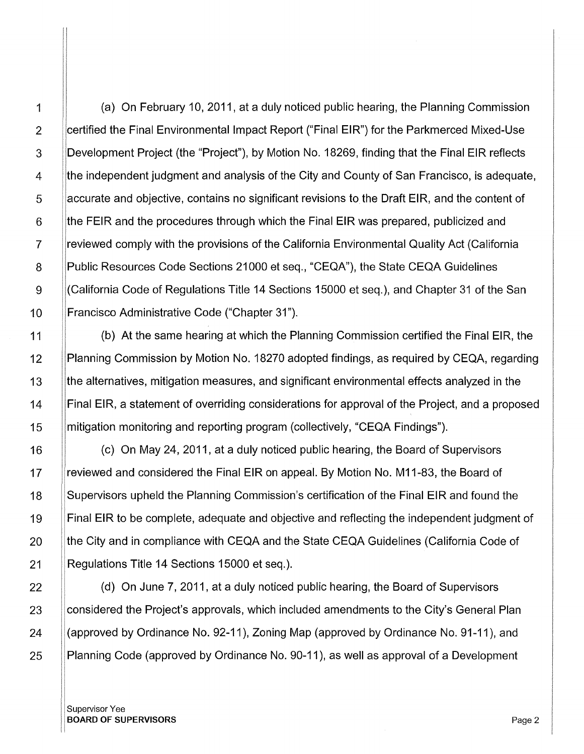(a) On February 10, 2011, at a duly noticed public hearing, the Planning Commission certified the Final Environmental Impact Report ("Final EIR") for the Parkmerced Mixed-Use Development Project (the "Project"), by Motion No. 18269, finding that the Final EIR reflects the independent judgment and analysis of the City and County of San Francisco, is adequate, accurate and objective, contains no significant revisions to the Draft EIR, and the content of the FEIR and the procedures through which the Final EIR was prepared, publicized and reviewed comply with the provisions of the California Environmental Quality Act (California Public Resources Code Sections 21000 et seq., "CEQA"), the State CEQA Guidelines (California Code of Regulations Title 14 Sections 15000 et seq.), and Chapter 31 of the San Francisco Administrative Code ("Chapter 31").

(b) At the same hearing at which the Planning Commission certified the Final EIR, the Planning Commission by Motion No. 18270 adopted findings, as required by CEQA, regarding the alternatives, mitigation measures, and significant environmental effects analyzed in the Final EIR, a statement of overriding considerations for approval of the Project, and a proposed mitigation monitoring and reporting program (collectively, "CEQA Findings").

(c) On May 24, 2011, at a duly noticed public hearing, the Board of Supervisors reviewed and considered the Final EIR on appeal. By Motion No. M11-83, the Board of Supervisors upheld the Planning Commission's certification of the Final EIR and found the Final EIR to be complete, adequate and objective and reflecting the independent judgment of the City and in compliance with CEQA and the State CEQA Guidelines (California Code of Regulations Title 14 Sections 15000 et seq.).

(d) On June 7, 2011, at a duly noticed public hearing, the Board of Supervisors considered the Project's approvals, which included amendments to the City's General Plan (approved by Ordinance No. 92-11), Zoning Map (approved by Ordinance No. 91-11), and Planning Code (approved by Ordinance No. 90-11), as well as approval of a Development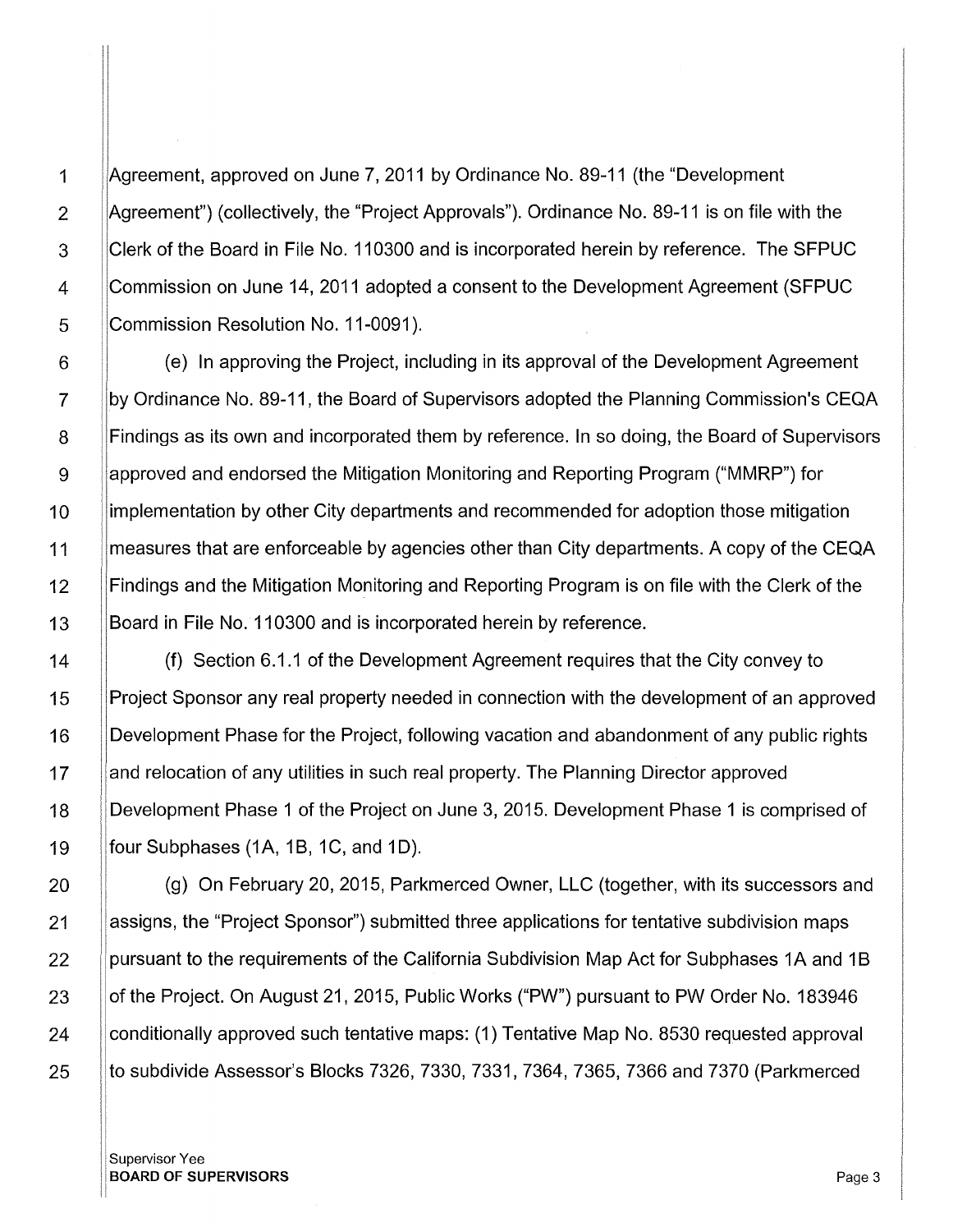Agreement, approved on June 7, 2011 by Ordinance No. 89-11 (the "Development Agreement") (collectively, the "Project Approvals"). Ordinance No. 89-11 is on file with the Clerk of the Board in File No. 110300 and is incorporated herein by reference. The SFPUC Commission on June 14, 2011 adopted a consent to the Development Agreement (SFPUC Commission Resolution No. 11-0091).

(e) In approving the Project, including in its approval of the Development Agreement by Ordinance No. 89-11, the Board of Supervisors adopted the Planning Commission's CEQA Findings as its own and incorporated them by reference. In so doing, the Board of Supervisors approved and endorsed the Mitigation Monitoring and Reporting Program ("MMRP") for implementation by other City departments and recommended for adoption those mitigation measures that are enforceable by agencies other than City departments. A copy of the CEQA Findings and the Mitigation Monitoring and Reporting Program is on file with the Clerk of the Board in File No. 110300 and is incorporated herein by reference.

(f) Section 6.1.1 of the Development Agreement requires that the City convey to Project Sponsor any real property needed in connection with the development of an approved Development Phase for the Project, following vacation and abandonment of any public rights and relocation of any utilities in such real property. The Planning Director approved Development Phase 1 of the Project on June 3, 2015. Development Phase 1 is comprised of four Subphases (1A, 1B, 1C, and 1D).

(g) On February 20, 2015, Parkmerced Owner, LLC (together, with its successors and assigns, the "Project Sponsor") submitted three applications for tentative subdivision maps pursuant to the requirements of the California Subdivision Map Act for Subphases 1A and 1B of the Project. On August 21, 2015, Public Works ("PW") pursuant to PW Order No. 183946 conditionally approved such tentative maps: (1) Tentative Map No. 8530 requested approval to subdivide Assessor's Blocks 7326, 7330, 7331, 7364, 7365, 7366 and 7370 (Parkmerced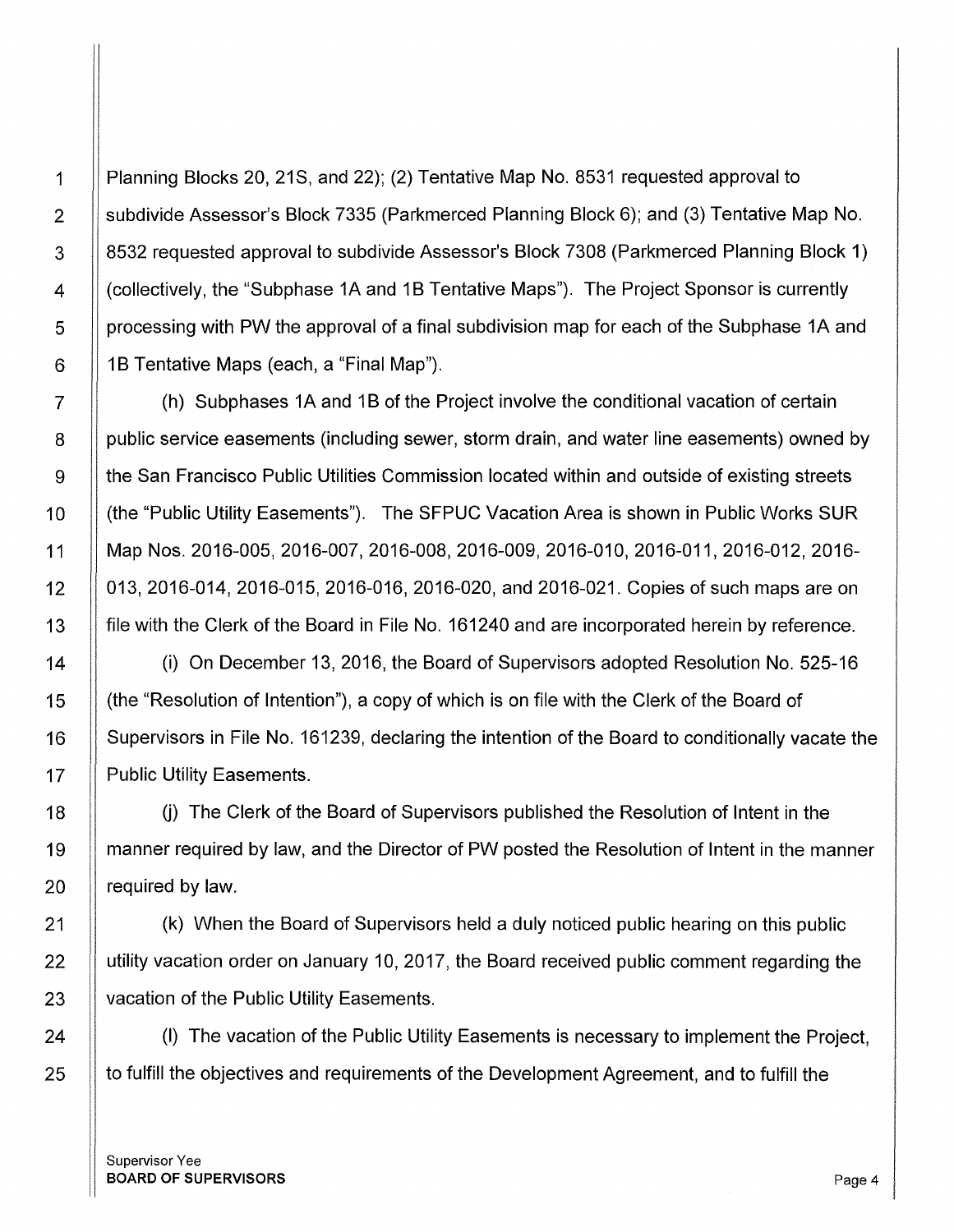Planning Blocks 20, 21S, and 22); (2) Tentative Map No. 8531 requested approval to subdivide Assessor's Block 7335 (Parkmerced Planning Block 6); and (3) Tentative Map No. 8532 requested approval to subdivide Assessor's Block 7308 (Parkmerced Planning Block 1) (collectively, the "Subphase 1A and 1B Tentative Maps"). The Project Sponsor is currently processing with PW the approval of a final subdivision map for each of the Subphase 1A and 1B Tentative Maps (each, a "Final Map").

(h) Subphases 1A and 1B of the Project involve the conditional vacation of certain public service easements (including sewer, storm drain, and water line easements) owned by the San Francisco Public Utilities Commission located within and outside of existing streets (the "Public Utility Easements"). The SFPUC Vacation Area is shown in Public Works SUR Map Nos. 2016-005, 2016-007, 2016-008, 2016-009, 2016-010, 2016-011, 2016-012, 2016-013, 2016-014, 2016-015, 2016-016, 2016-020, and 2016-021. Copies of such maps are on file with the Clerk of the Board in File No. 161240 and are incorporated herein by reference.

(i) On December 13, 2016, the Board of Supervisors adopted Resolution No. 525-16 (the "Resolution of Intention"), a copy of which is on file with the Clerk of the Board of Supervisors in File No. 161239, declaring the intention of the Board to conditionally vacate the Public Utility Easements.

(j) The Clerk of the Board of Supervisors published the Resolution of Intent in the manner required by law, and the Director of PW posted the Resolution of Intent in the manner required by law.

(k) When the Board of Supervisors held a duly noticed public hearing on this public utility vacation order on January 10, 2017, the Board received public comment regarding the vacation of the Public Utility Easements.

(l) The vacation of the Public Utility Easements is necessary to implement the Project, to fulfill the objectives and requirements of the Development Agreement, and to fulfill the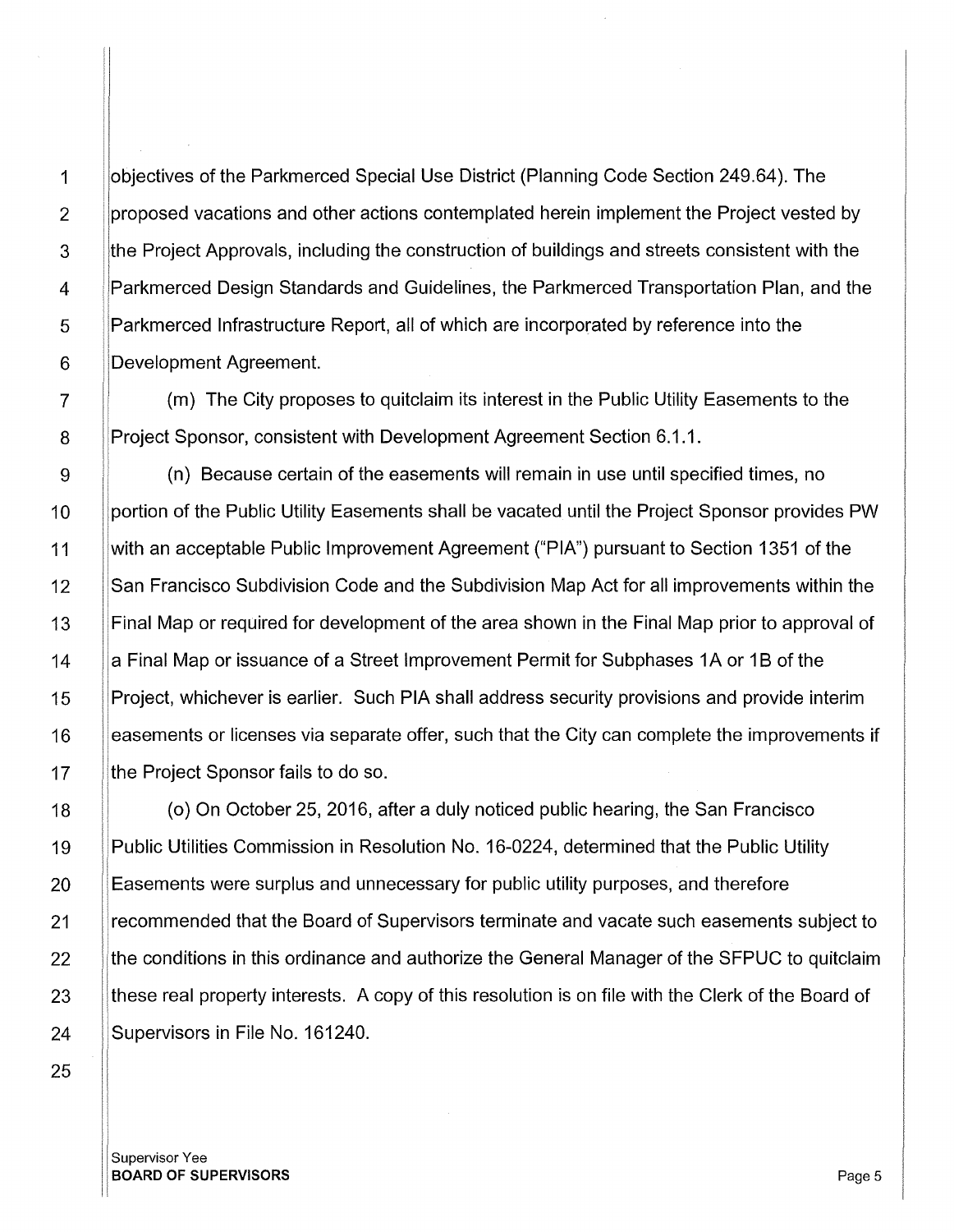objectives of the Parkmerced Special Use District (Planning Code Section 249.64). The proposed vacations and other actions contemplated herein implement the Project vested by the Project Approvals, including the construction of buildings and streets consistent with the Parkmerced Design Standards and Guidelines, the Parkmerced Transportation Plan, and the Parkmerced Infrastructure Report, all of which are incorporated by reference into the Development Agreement.

(m) The City proposes to quitclaim its interest in the Public Utility Easements to the Project Sponsor, consistent with Development Agreement Section 6.1.1.

(n) Because certain of the easements will remain in use until specified times, no portion of the Public Utility Easements shall be vacated until the Project Sponsor provides PW with an acceptable Public Improvement Agreement ("PIA") pursuant to Section 1351 of the San Francisco Subdivision Code and the Subdivision Map Act for all improvements within the Final Map or required for development of the area shown in the Final Map prior to approval of a Final Map or issuance of a Street Improvement Permit for Subphases 1A or 1B of the Project, whichever is earlier. Such PIA shall address security provisions and provide interim easements or licenses via separate offer, such that the City can complete the improvements if the Project Sponsor fails to do so.

(o) On October 25, 2016, after a duly noticed public hearing, the San Francisco Public Utilities Commission in Resolution No. 16-0224, determined that the Public Utility Easements were surplus and unnecessary for public utility purposes, and therefore recommended that the Board of Supervisors terminate and vacate such easements subject to the conditions in this ordinance and authorize the General Manager of the SFPUC to quitclaim these real property interests. A copy of this resolution is on file with the Clerk of the Board of Supervisors in File No. 161240.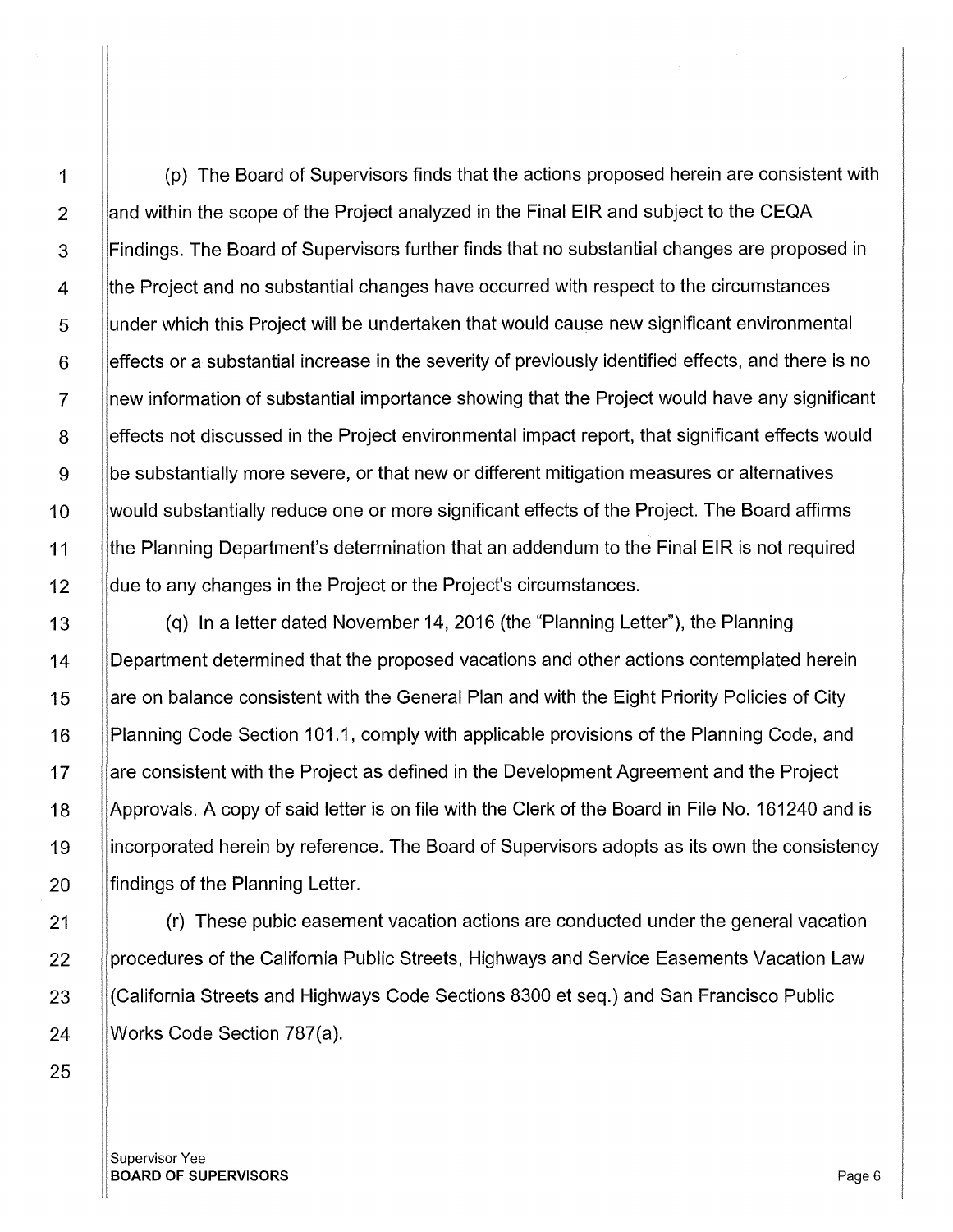(p) The Board of Supervisors finds that the actions proposed herein are consistent with and within the scope of the Project analyzed in the Final EIR and subject to the CEQA Findings. The Board of Supervisors further finds that no substantial changes are proposed in the Project and no substantial changes have occurred with respect to the circumstances under which this Project will be undertaken that would cause new significant environmental effects or a substantial increase in the severity of previously identified effects, and there is no new information of substantial importance showing that the Project would have any significant effects not discussed in the Project environmental impact report, that significant effects would be substantially more severe, or that new or different mitigation measures or alternatives would substantially reduce one or more significant effects of the Project. The Board affirms the Planning Department's determination that an addendum to the Final EIR is not required due to any changes in the Project or the Project's circumstances.

(q) In a letter dated November 14, 2016 (the "Planning Letter"), the Planning Department determined that the proposed vacations and other actions contemplated herein are on balance consistent with the General Plan and with the Eight Priority Policies of City Planning Code Section 101.1, comply with applicable provisions of the Planning Code, and are consistent with the Project as defined in the Development Agreement and the Project Approvals. A copy of said letter is on file with the Clerk of the Board in File No. 161240 and is incorporated herein by reference. The Board of Supervisors adopts as its own the consistency findings of the Planning Letter.

(r) These pubic easement vacation actions are conducted under the general vacation procedures of the California Public Streets, Highways and Service Easements Vacation Law (California Streets and Highways Code Sections 8300 et seq.) and San Francisco Public Works Code Section 787(a).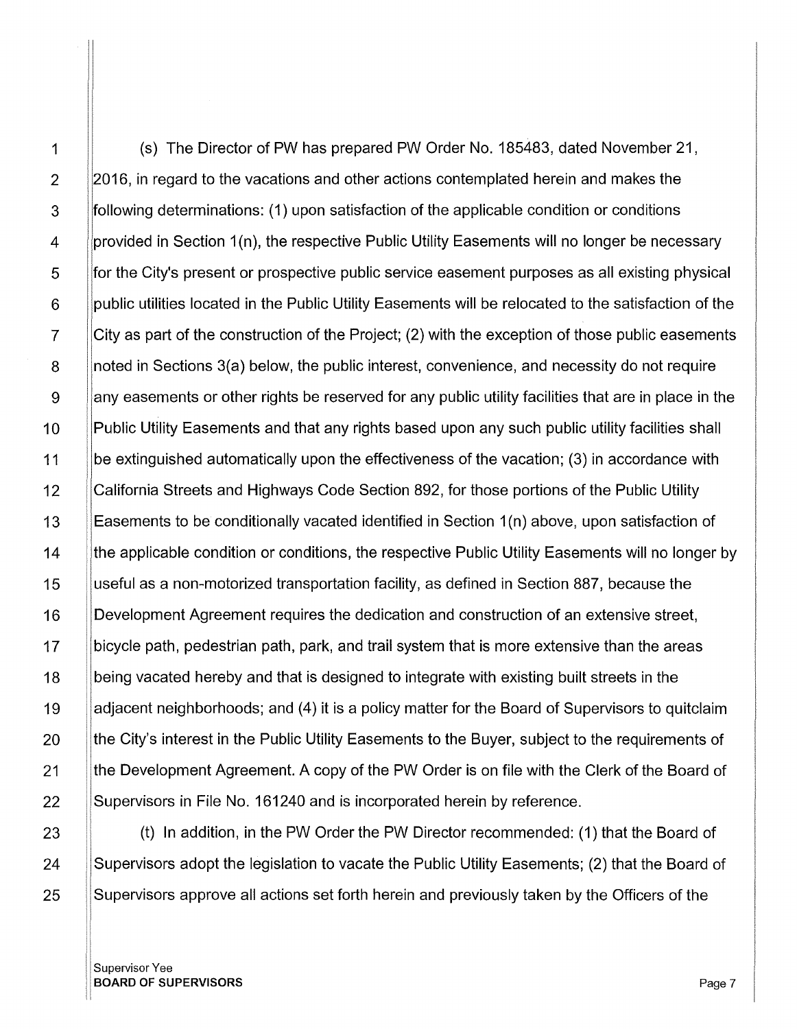(s) The Director of PW has prepared PW Order No. 185483, dated November 21, 2016, in regard to the vacations and other actions contemplated herein and makes the following determinations: (1) upon satisfaction of the applicable condition or conditions provided in Section 1(n), the respective Public Utility Easements will no longer be necessary for the City's present or prospective public service easement purposes as all existing physical public utilities located in the Public Utility Easements will be relocated to the satisfaction of the City as part of the construction of the Project; (2) with the exception of those public easements noted in Sections 3(a) below, the public interest, convenience, and necessity do not require any easements or other rights be reserved for any public utility facilities that are in place in the Public Utility Easements and that any rights based upon any such public utility facilities shall be extinguished automatically upon the effectiveness of the vacation; (3) in accordance with California Streets and Highways Code Section 892, for those portions of the Public Utility Easements to be conditionally vacated identified in Section 1(n) above, upon satisfaction of the applicable condition or conditions, the respective Public Utility Easements will no longer by useful as a non-motorized transportation facility, as defined in Section 887, because the Development Agreement requires the dedication and construction of an extensive street, bicycle path, pedestrian path, park, and trail system that is more extensive than the areas being vacated hereby and that is designed to integrate with existing built streets in the adjacent neighborhoods; and (4) it is a policy matter for the Board of Supervisors to quitclaim the City's interest in the Public Utility Easements to the Buyer, subject to the requirements of the Development Agreement. A copy of the PW Order is on file with the Clerk of the Board of Supervisors in File No. 161240 and is incorporated herein by reference.

(t) In addition, in the PW Order the PW Director recommended: (1) that the Board of Supervisors adopt the legislation to vacate the Public Utility Easements; (2) that the Board of Supervisors approve all actions set forth herein and previously taken by the Officers of the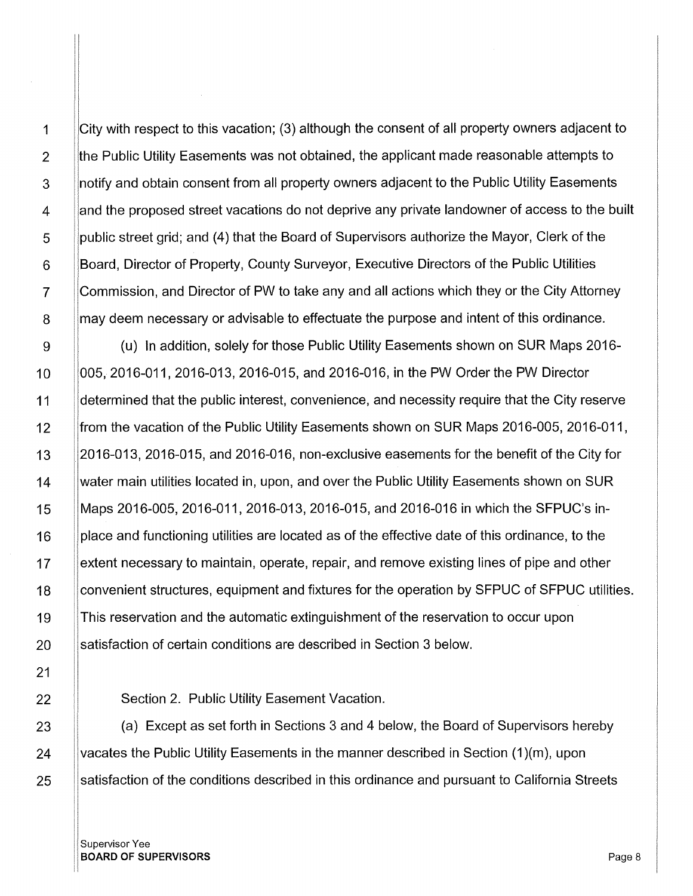City with respect to this vacation; (3) although the consent of all property owners adjacent to the Public Utility Easements was not obtained, the applicant made reasonable attempts to notify and obtain consent from all property owners adjacent to the Public Utility Easements and the proposed street vacations do not deprive any private landowner of access to the built public street grid; and (4) that the Board of Supervisors authorize the Mayor, Clerk of the Board, Director of Property, County Surveyor, Executive Directors of the Public Utilities Commission, and Director of PW to take any and all actions which they or the City Attorney may deem necessary or advisable to effectuate the purpose and intent of this ordinance.

(u) In addition, solely for those Public Utility Easements shown on SUR Maps 2016-005, 2016-011, 2016-013, 2016-015, and 2016-016, in the PW Order the PW Director determined that the public interest, convenience, and necessity require that the City reserve from the vacation of the Public Utility Easements shown on SUR Maps 2016-005, 2016-011, 2016-013, 2016-015, and 2016-016, non-exclusive easements for the benefit of the City for water main utilities located in, upon, and over the Public Utility Easements shown on SUR Maps 2016-005, 2016-011, 2016-013, 2016-015, and 2016-016 in which the SFPUC's in-place and functioning utilities are located as of the effective date of this ordinance, to the extent necessary to maintain, operate, repair, and remove existing lines of pipe and other convenient structures, equipment and fixtures for the operation by SFPUC of SFPUC utilities. This reservation and the automatic extinguishment of the reservation to occur upon satisfaction of certain conditions are described in Section 3 below.

Section 2. Public Utility Easement Vacation.

(a) Except as set forth in Sections 3 and 4 below, the Board of Supervisors hereby vacates the Public Utility Easements in the manner described in Section (1)(m), upon satisfaction of the conditions described in this ordinance and pursuant to California Streets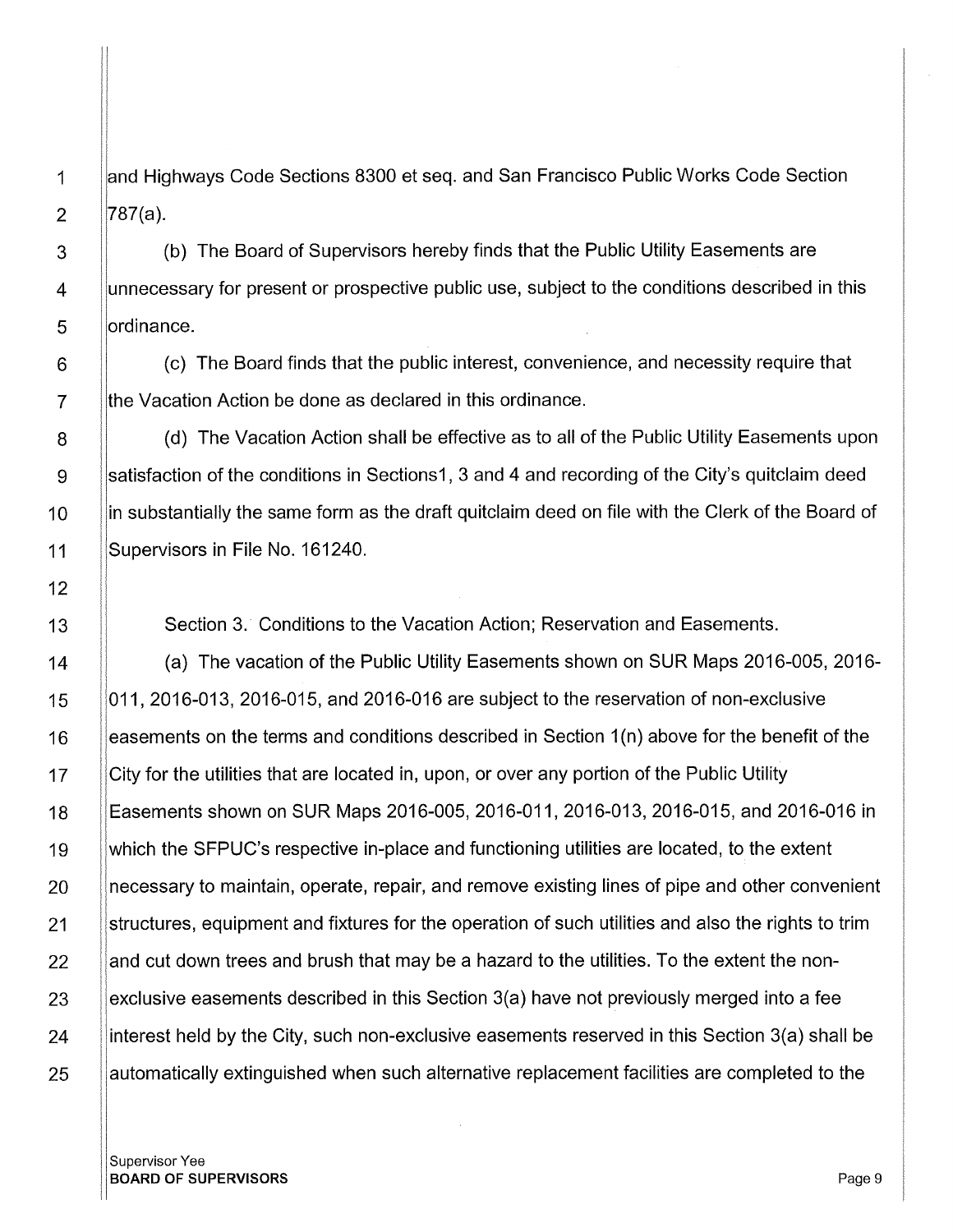and Highways Code Sections 8300 et seq. and San Francisco Public Works Code Section 787(a).

(b) The Board of Supervisors hereby finds that the Public Utility Easements are unnecessary for present or prospective public use, subject to the conditions described in this ordinance.

(c) The Board finds that the public interest, convenience, and necessity require that the Vacation Action be done as declared in this ordinance.

(d) The Vacation Action shall be effective as to all of the Public Utility Easements upon satisfaction of the conditions in Sections1, 3 and 4 and recording of the City's quitclaim deed in substantially the same form as the draft quitclaim deed on file with the Clerk of the Board of Supervisors in File No. 161240.

Section 3. Conditions to the Vacation Action; Reservation and Easements.

(a) The vacation of the Public Utility Easements shown on SUR Maps 2016-005, 2016-011, 2016-013, 2016-015, and 2016-016 are subject to the reservation of non-exclusive easements on the terms and conditions described in Section 1(n) above for the benefit of the City for the utilities that are located in, upon, or over any portion of the Public Utility Easements shown on SUR Maps 2016-005, 2016-011, 2016-013, 2016-015, and 2016-016 in which the SFPUC's respective in-place and functioning utilities are located, to the extent necessary to maintain, operate, repair, and remove existing lines of pipe and other convenient structures, equipment and fixtures for the operation of such utilities and also the rights to trim and cut down trees and brush that may be a hazard to the utilities. To the extent the non-exclusive easements described in this Section 3(a) have not previously merged into a fee interest held by the City, such non-exclusive easements reserved in this Section 3(a) shall be automatically extinguished when such alternative replacement facilities are completed to the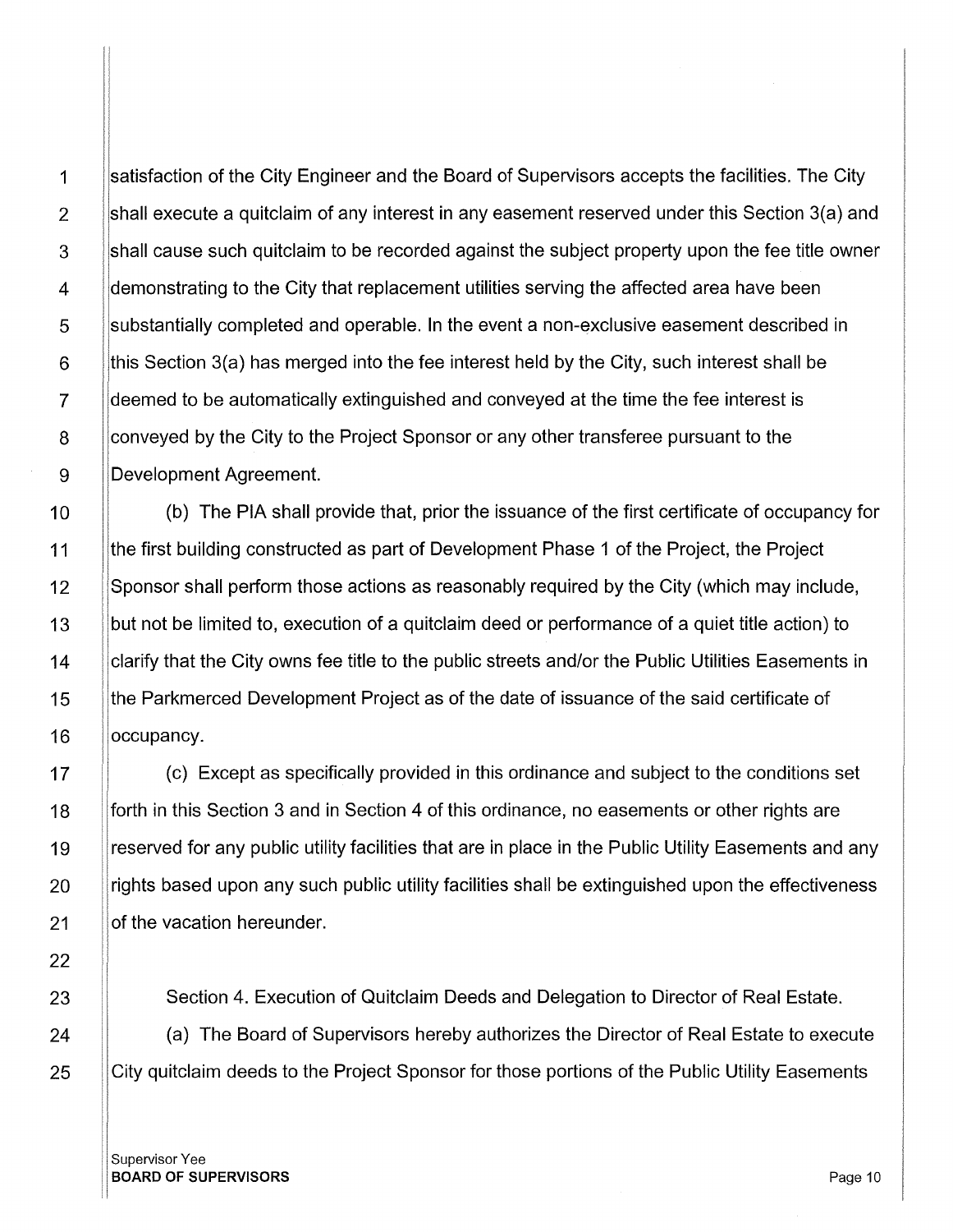satisfaction of the City Engineer and the Board of Supervisors accepts the facilities. The City shall execute a quitclaim of any interest in any easement reserved under this Section 3(a) and shall cause such quitclaim to be recorded against the subject property upon the fee title owner demonstrating to the City that replacement utilities serving the affected area have been substantially completed and operable. In the event a non-exclusive easement described in this Section 3(a) has merged into the fee interest held by the City, such interest shall be deemed to be automatically extinguished and conveyed at the time the fee interest is conveyed by the City to the Project Sponsor or any other transferee pursuant to the Development Agreement.

(b) The PIA shall provide that, prior the issuance of the first certificate of occupancy for the first building constructed as part of Development Phase 1 of the Project, the Project Sponsor shall perform those actions as reasonably required by the City (which may include, but not be limited to, execution of a quitclaim deed or performance of a quiet title action) to clarify that the City owns fee title to the public streets and/or the Public Utilities Easements in the Parkmerced Development Project as of the date of issuance of the said certificate of occupancy.

(c) Except as specifically provided in this ordinance and subject to the conditions set forth in this Section 3 and in Section 4 of this ordinance, no easements or other rights are reserved for any public utility facilities that are in place in the Public Utility Easements and any rights based upon any such public utility facilities shall be extinguished upon the effectiveness of the vacation hereunder.

Section 4. Execution of Quitclaim Deeds and Delegation to Director of Real Estate.

(a) The Board of Supervisors hereby authorizes the Director of Real Estate to execute City quitclaim deeds to the Project Sponsor for those portions of the Public Utility Easements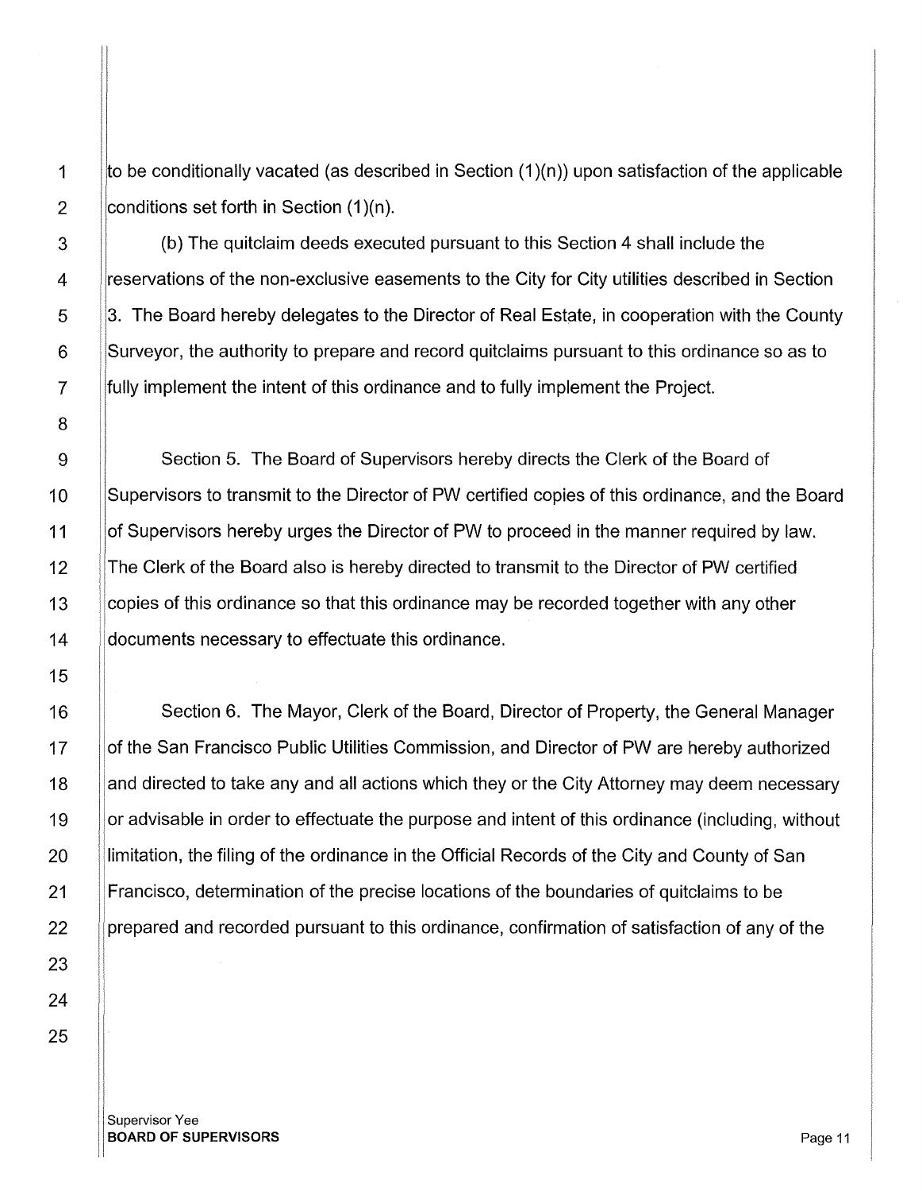to be conditionally vacated (as described in Section (1)(n)) upon satisfaction of the applicable conditions set forth in Section (1)(n).

(b) The quitclaim deeds executed pursuant to this Section 4 shall include the reservations of the non-exclusive easements to the City for City utilities described in Section 3. The Board hereby delegates to the Director of Real Estate, in cooperation with the County Surveyor, the authority to prepare and record quitclaims pursuant to this ordinance so as to fully implement the intent of this ordinance and to fully implement the Project.

Section 5. The Board of Supervisors hereby directs the Clerk of the Board of Supervisors to transmit to the Director of PW certified copies of this ordinance, and the Board of Supervisors hereby urges the Director of PW to proceed in the manner required by law. The Clerk of the Board also is hereby directed to transmit to the Director of PW certified copies of this ordinance so that this ordinance may be recorded together with any other documents necessary to effectuate this ordinance.

Section 6. The Mayor, Clerk of the Board, Director of Property, the General Manager of the San Francisco Public Utilities Commission, and Director of PW are hereby authorized and directed to take any and all actions which they or the City Attorney may deem necessary or advisable in order to effectuate the purpose and intent of this ordinance (including, without limitation, the filing of the ordinance in the Official Records of the City and County of San Francisco, determination of the precise locations of the boundaries of quitclaims to be prepared and recorded pursuant to this ordinance, confirmation of satisfaction of any of the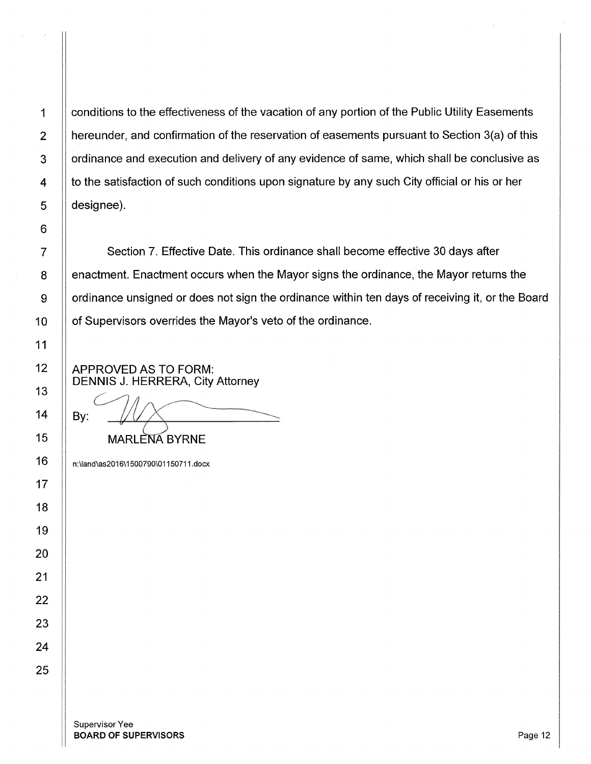conditions to the effectiveness of the vacation of any portion of the Public Utility Easements hereunder, and confirmation of the reservation of easements pursuant to Section 3(a) of this ordinance and execution and delivery of any evidence of same, which shall be conclusive as to the satisfaction of such conditions upon signature by any such City official or his or her designee).

Section 7. Effective Date. This ordinance shall become effective 30 days after enactment. Enactment occurs when the Mayor signs the ordinance, the Mayor returns the ordinance unsigned or does not sign the ordinance within ten days of receiving it, or the Board of Supervisors overrides the Mayor's veto of the ordinance.

APPROVED AS TO FORM:
DENNIS J. HERRERA, City Attorney

By: ______________________
MARLENA BYRNE

n:\land\as2016\1500790\01150711.docx

Supervisor Yee
**BOARD OF SUPERVISORS**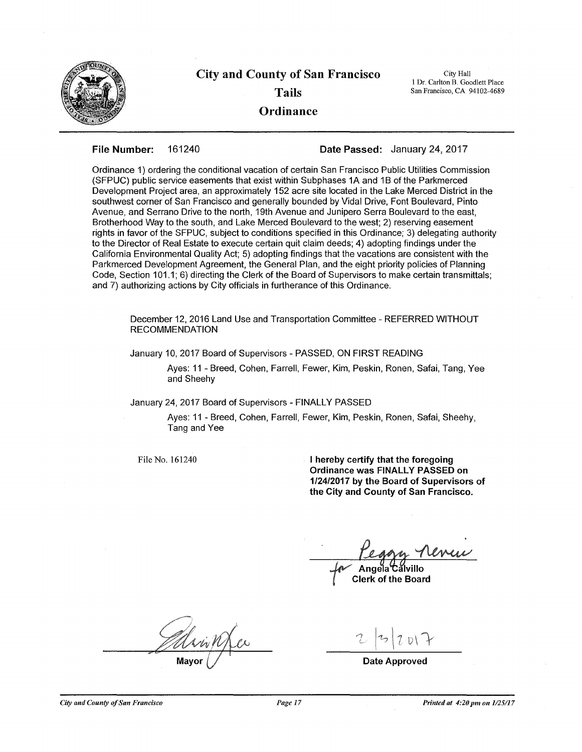# City and County of San Francisco

## Tails

## Ordinance

City Hall
1 Dr. Carlton B. Goodlett Place
San Francisco, CA 94102-4689

**File Number:** 161240 **Date Passed:** January 24, 2017

Ordinance 1) ordering the conditional vacation of certain San Francisco Public Utilities Commission (SFPUC) public service easements that exist within Subphases 1A and 1B of the Parkmerced Development Project area, an approximately 152 acre site located in the Lake Merced District in the southwest corner of San Francisco and generally bounded by Vidal Drive, Font Boulevard, Pinto Avenue, and Serrano Drive to the north, 19th Avenue and Junipero Serra Boulevard to the east, Brotherhood Way to the south, and Lake Merced Boulevard to the west; 2) reserving easement rights in favor of the SFPUC, subject to conditions specified in this Ordinance; 3) delegating authority to the Director of Real Estate to execute certain quit claim deeds; 4) adopting findings under the California Environmental Quality Act; 5) adopting findings that the vacations are consistent with the Parkmerced Development Agreement, the General Plan, and the eight priority policies of Planning Code, Section 101.1; 6) directing the Clerk of the Board of Supervisors to make certain transmittals; and 7) authorizing actions by City officials in furtherance of this Ordinance.

December 12, 2016 Land Use and Transportation Committee - REFERRED WITHOUT RECOMMENDATION

January 10, 2017 Board of Supervisors - PASSED, ON FIRST READING

Ayes: 11 - Breed, Cohen, Farrell, Fewer, Kim, Peskin, Ronen, Safai, Tang, Yee and Sheehy

January 24, 2017 Board of Supervisors - FINALLY PASSED

Ayes: 11 - Breed, Cohen, Farrell, Fewer, Kim, Peskin, Ronen, Safai, Sheehy, Tang and Yee

File No. 161240

**I hereby certify that the foregoing Ordinance was FINALLY PASSED on 1/24/2017 by the Board of Supervisors of the City and County of San Francisco.**

Peggy Nevin
for **Angela Calvillo**
**Clerk of the Board**

Edwin Lee
**Mayor**

2/3/2017
**Date Approved**